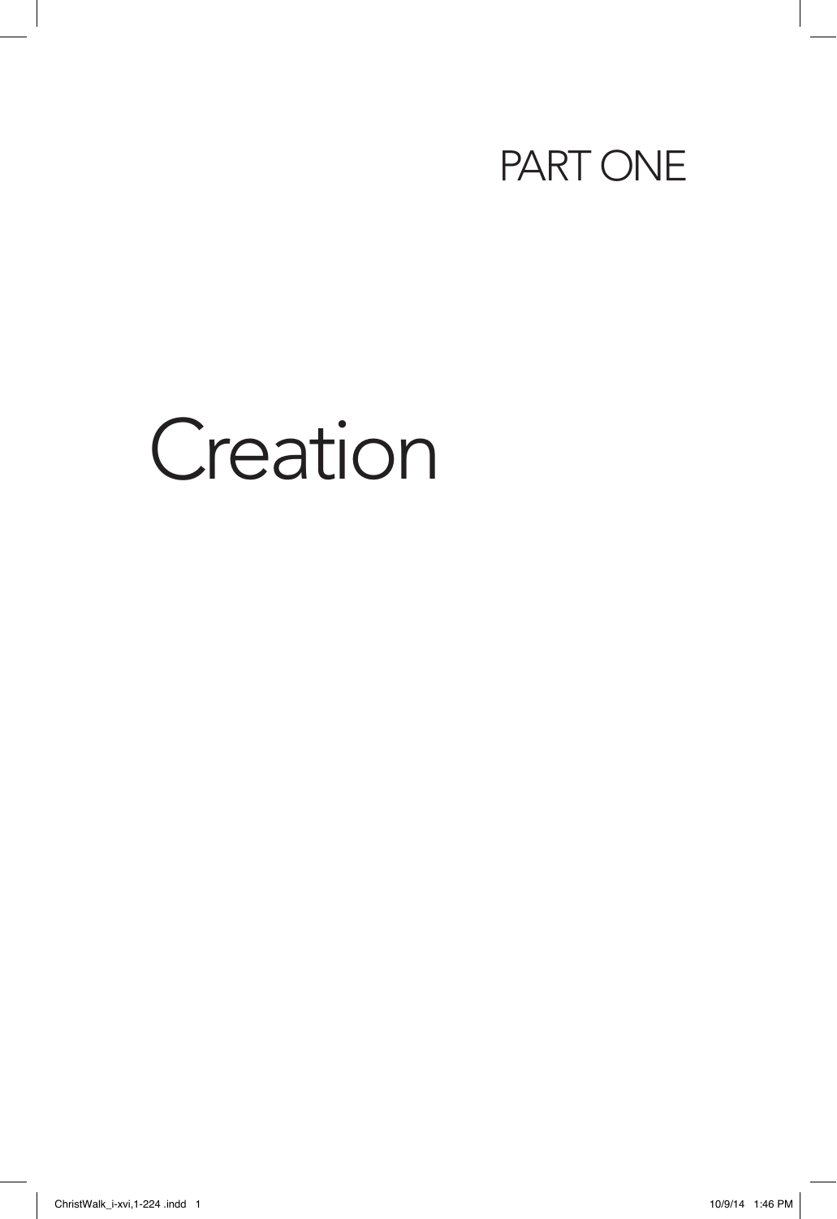PART ONE

# Creation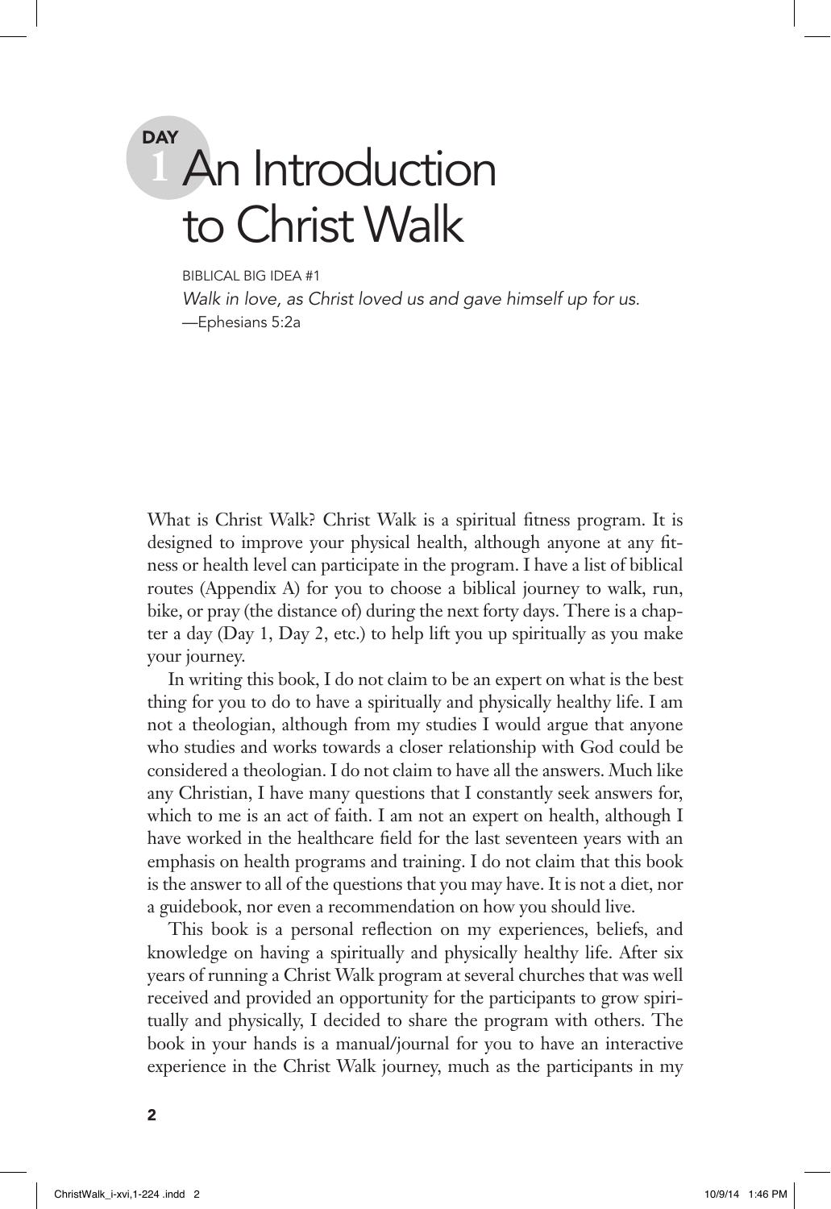# DAY 1 An Introduction to Christ Walk

BIBLICAL BIG IDEA #1

*Walk in love, as Christ loved us and gave himself up for us.*

—Ephesians 5:2a

What is Christ Walk? Christ Walk is a spiritual fitness program. It is designed to improve your physical health, although anyone at any fitness or health level can participate in the program. I have a list of biblical routes (Appendix A) for you to choose a biblical journey to walk, run, bike, or pray (the distance of) during the next forty days. There is a chapter a day (Day 1, Day 2, etc.) to help lift you up spiritually as you make your journey.

In writing this book, I do not claim to be an expert on what is the best thing for you to do to have a spiritually and physically healthy life. I am not a theologian, although from my studies I would argue that anyone who studies and works towards a closer relationship with God could be considered a theologian. I do not claim to have all the answers. Much like any Christian, I have many questions that I constantly seek answers for, which to me is an act of faith. I am not an expert on health, although I have worked in the healthcare field for the last seventeen years with an emphasis on health programs and training. I do not claim that this book is the answer to all of the questions that you may have. It is not a diet, nor a guidebook, nor even a recommendation on how you should live.

This book is a personal reflection on my experiences, beliefs, and knowledge on having a spiritually and physically healthy life. After six years of running a Christ Walk program at several churches that was well received and provided an opportunity for the participants to grow spiritually and physically, I decided to share the program with others. The book in your hands is a manual/journal for you to have an interactive experience in the Christ Walk journey, much as the participants in my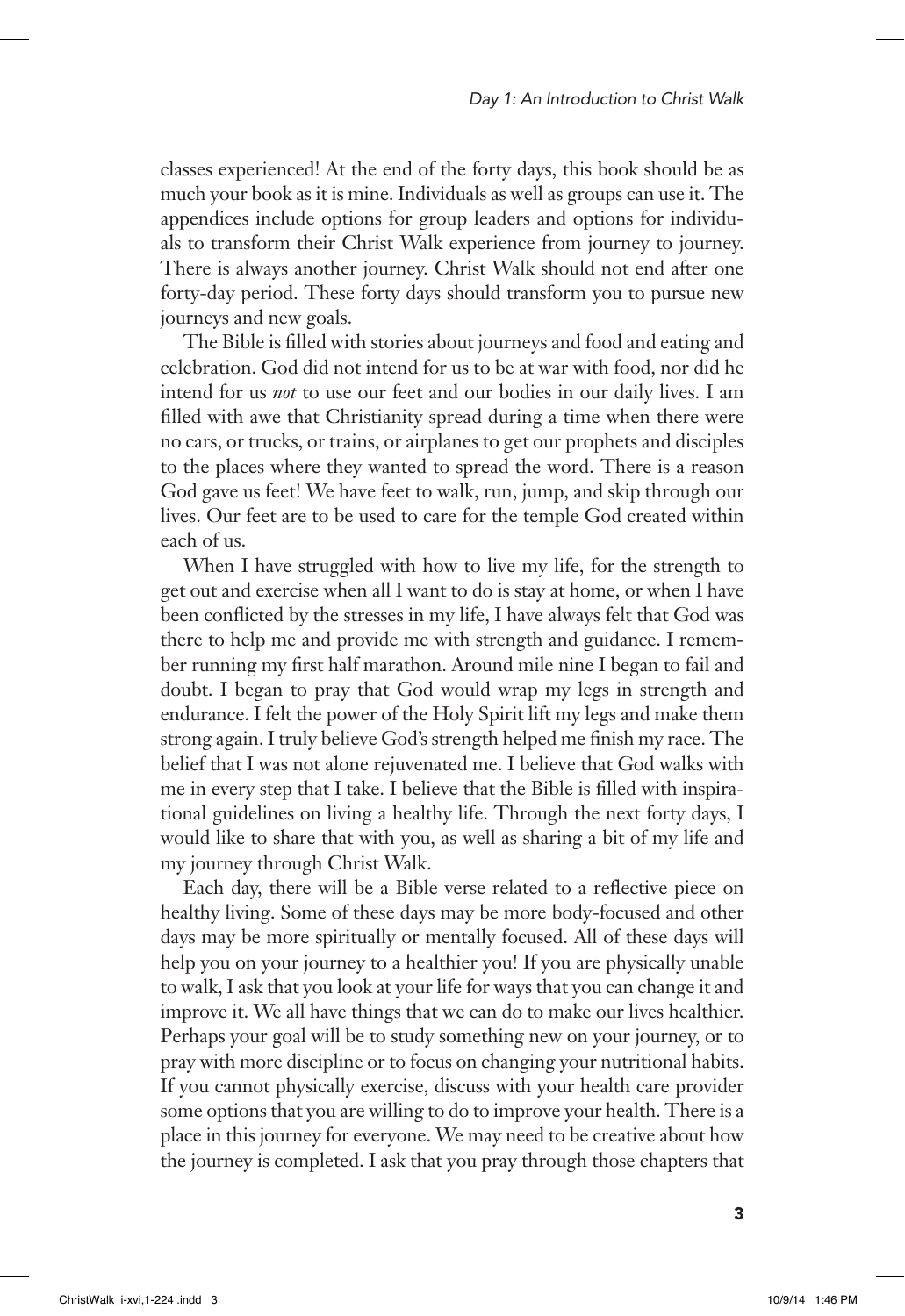classes experienced! At the end of the forty days, this book should be as much your book as it is mine. Individuals as well as groups can use it. The appendices include options for group leaders and options for individuals to transform their Christ Walk experience from journey to journey. There is always another journey. Christ Walk should not end after one forty-day period. These forty days should transform you to pursue new journeys and new goals.

The Bible is filled with stories about journeys and food and eating and celebration. God did not intend for us to be at war with food, nor did he intend for us *not* to use our feet and our bodies in our daily lives. I am filled with awe that Christianity spread during a time when there were no cars, or trucks, or trains, or airplanes to get our prophets and disciples to the places where they wanted to spread the word. There is a reason God gave us feet! We have feet to walk, run, jump, and skip through our lives. Our feet are to be used to care for the temple God created within each of us.

When I have struggled with how to live my life, for the strength to get out and exercise when all I want to do is stay at home, or when I have been conflicted by the stresses in my life, I have always felt that God was there to help me and provide me with strength and guidance. I remember running my first half marathon. Around mile nine I began to fail and doubt. I began to pray that God would wrap my legs in strength and endurance. I felt the power of the Holy Spirit lift my legs and make them strong again. I truly believe God's strength helped me finish my race. The belief that I was not alone rejuvenated me. I believe that God walks with me in every step that I take. I believe that the Bible is filled with inspirational guidelines on living a healthy life. Through the next forty days, I would like to share that with you, as well as sharing a bit of my life and my journey through Christ Walk.

Each day, there will be a Bible verse related to a reflective piece on healthy living. Some of these days may be more body-focused and other days may be more spiritually or mentally focused. All of these days will help you on your journey to a healthier you! If you are physically unable to walk, I ask that you look at your life for ways that you can change it and improve it. We all have things that we can do to make our lives healthier. Perhaps your goal will be to study something new on your journey, or to pray with more discipline or to focus on changing your nutritional habits. If you cannot physically exercise, discuss with your health care provider some options that you are willing to do to improve your health. There is a place in this journey for everyone. We may need to be creative about how the journey is completed. I ask that you pray through those chapters that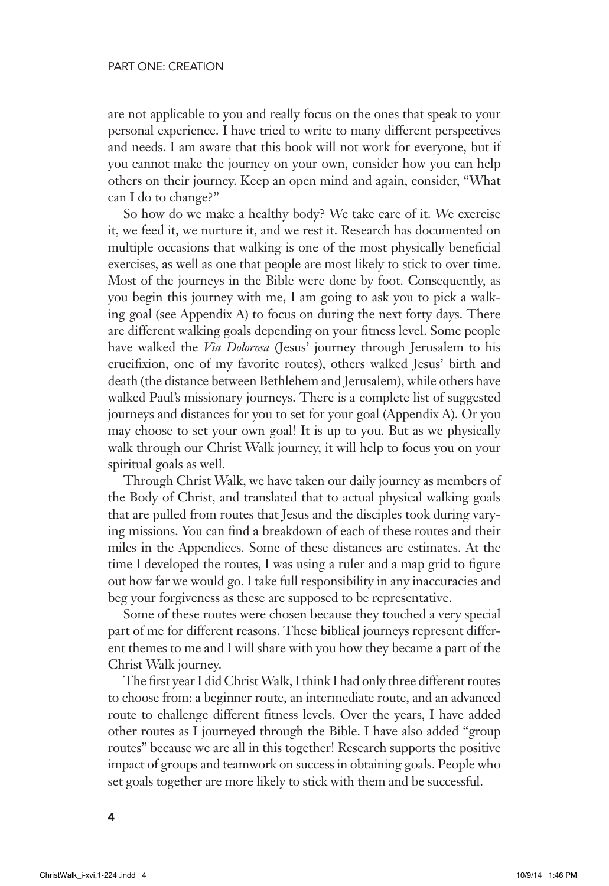are not applicable to you and really focus on the ones that speak to your personal experience. I have tried to write to many different perspectives and needs. I am aware that this book will not work for everyone, but if you cannot make the journey on your own, consider how you can help others on their journey. Keep an open mind and again, consider, "What can I do to change?"

So how do we make a healthy body? We take care of it. We exercise it, we feed it, we nurture it, and we rest it. Research has documented on multiple occasions that walking is one of the most physically beneficial exercises, as well as one that people are most likely to stick to over time. Most of the journeys in the Bible were done by foot. Consequently, as you begin this journey with me, I am going to ask you to pick a walking goal (see Appendix A) to focus on during the next forty days. There are different walking goals depending on your fitness level. Some people have walked the *Via Dolorosa* (Jesus' journey through Jerusalem to his crucifixion, one of my favorite routes), others walked Jesus' birth and death (the distance between Bethlehem and Jerusalem), while others have walked Paul's missionary journeys. There is a complete list of suggested journeys and distances for you to set for your goal (Appendix A). Or you may choose to set your own goal! It is up to you. But as we physically walk through our Christ Walk journey, it will help to focus you on your spiritual goals as well.

Through Christ Walk, we have taken our daily journey as members of the Body of Christ, and translated that to actual physical walking goals that are pulled from routes that Jesus and the disciples took during varying missions. You can find a breakdown of each of these routes and their miles in the Appendices. Some of these distances are estimates. At the time I developed the routes, I was using a ruler and a map grid to figure out how far we would go. I take full responsibility in any inaccuracies and beg your forgiveness as these are supposed to be representative.

Some of these routes were chosen because they touched a very special part of me for different reasons. These biblical journeys represent different themes to me and I will share with you how they became a part of the Christ Walk journey.

The first year I did Christ Walk, I think I had only three different routes to choose from: a beginner route, an intermediate route, and an advanced route to challenge different fitness levels. Over the years, I have added other routes as I journeyed through the Bible. I have also added "group routes" because we are all in this together! Research supports the positive impact of groups and teamwork on success in obtaining goals. People who set goals together are more likely to stick with them and be successful.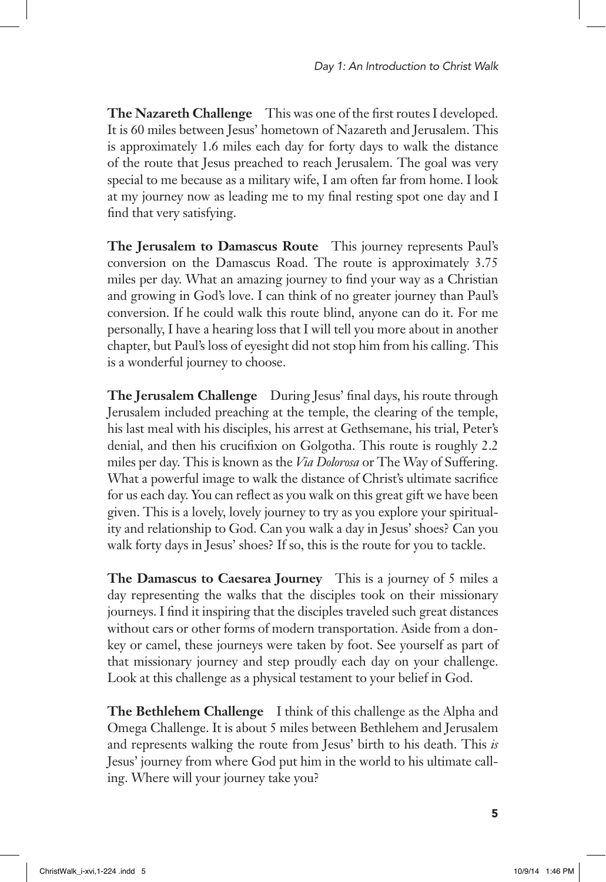**The Nazareth Challenge** This was one of the first routes I developed. It is 60 miles between Jesus' hometown of Nazareth and Jerusalem. This is approximately 1.6 miles each day for forty days to walk the distance of the route that Jesus preached to reach Jerusalem. The goal was very special to me because as a military wife, I am often far from home. I look at my journey now as leading me to my final resting spot one day and I find that very satisfying.

**The Jerusalem to Damascus Route** This journey represents Paul's conversion on the Damascus Road. The route is approximately 3.75 miles per day. What an amazing journey to find your way as a Christian and growing in God's love. I can think of no greater journey than Paul's conversion. If he could walk this route blind, anyone can do it. For me personally, I have a hearing loss that I will tell you more about in another chapter, but Paul's loss of eyesight did not stop him from his calling. This is a wonderful journey to choose.

**The Jerusalem Challenge** During Jesus' final days, his route through Jerusalem included preaching at the temple, the clearing of the temple, his last meal with his disciples, his arrest at Gethsemane, his trial, Peter's denial, and then his crucifixion on Golgotha. This route is roughly 2.2 miles per day. This is known as the *Via Dolorosa* or The Way of Suffering. What a powerful image to walk the distance of Christ's ultimate sacrifice for us each day. You can reflect as you walk on this great gift we have been given. This is a lovely, lovely journey to try as you explore your spirituality and relationship to God. Can you walk a day in Jesus' shoes? Can you walk forty days in Jesus' shoes? If so, this is the route for you to tackle.

**The Damascus to Caesarea Journey** This is a journey of 5 miles a day representing the walks that the disciples took on their missionary journeys. I find it inspiring that the disciples traveled such great distances without cars or other forms of modern transportation. Aside from a donkey or camel, these journeys were taken by foot. See yourself as part of that missionary journey and step proudly each day on your challenge. Look at this challenge as a physical testament to your belief in God.

**The Bethlehem Challenge** I think of this challenge as the Alpha and Omega Challenge. It is about 5 miles between Bethlehem and Jerusalem and represents walking the route from Jesus' birth to his death. This *is* Jesus' journey from where God put him in the world to his ultimate calling. Where will your journey take you?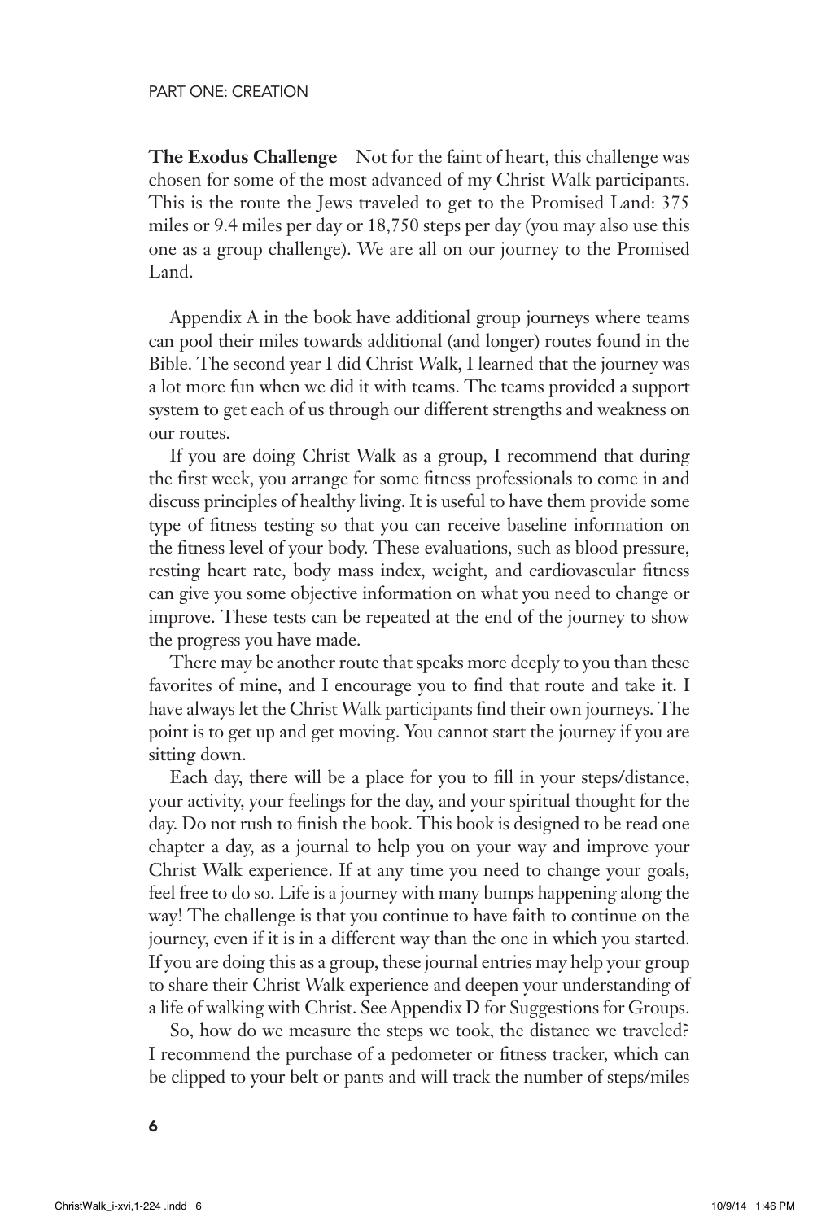**The Exodus Challenge** Not for the faint of heart, this challenge was chosen for some of the most advanced of my Christ Walk participants. This is the route the Jews traveled to get to the Promised Land: 375 miles or 9.4 miles per day or 18,750 steps per day (you may also use this one as a group challenge). We are all on our journey to the Promised Land.

Appendix A in the book have additional group journeys where teams can pool their miles towards additional (and longer) routes found in the Bible. The second year I did Christ Walk, I learned that the journey was a lot more fun when we did it with teams. The teams provided a support system to get each of us through our different strengths and weakness on our routes.

If you are doing Christ Walk as a group, I recommend that during the first week, you arrange for some fitness professionals to come in and discuss principles of healthy living. It is useful to have them provide some type of fitness testing so that you can receive baseline information on the fitness level of your body. These evaluations, such as blood pressure, resting heart rate, body mass index, weight, and cardiovascular fitness can give you some objective information on what you need to change or improve. These tests can be repeated at the end of the journey to show the progress you have made.

There may be another route that speaks more deeply to you than these favorites of mine, and I encourage you to find that route and take it. I have always let the Christ Walk participants find their own journeys. The point is to get up and get moving. You cannot start the journey if you are sitting down.

Each day, there will be a place for you to fill in your steps/distance, your activity, your feelings for the day, and your spiritual thought for the day. Do not rush to finish the book. This book is designed to be read one chapter a day, as a journal to help you on your way and improve your Christ Walk experience. If at any time you need to change your goals, feel free to do so. Life is a journey with many bumps happening along the way! The challenge is that you continue to have faith to continue on the journey, even if it is in a different way than the one in which you started. If you are doing this as a group, these journal entries may help your group to share their Christ Walk experience and deepen your understanding of a life of walking with Christ. See Appendix D for Suggestions for Groups.

So, how do we measure the steps we took, the distance we traveled? I recommend the purchase of a pedometer or fitness tracker, which can be clipped to your belt or pants and will track the number of steps/miles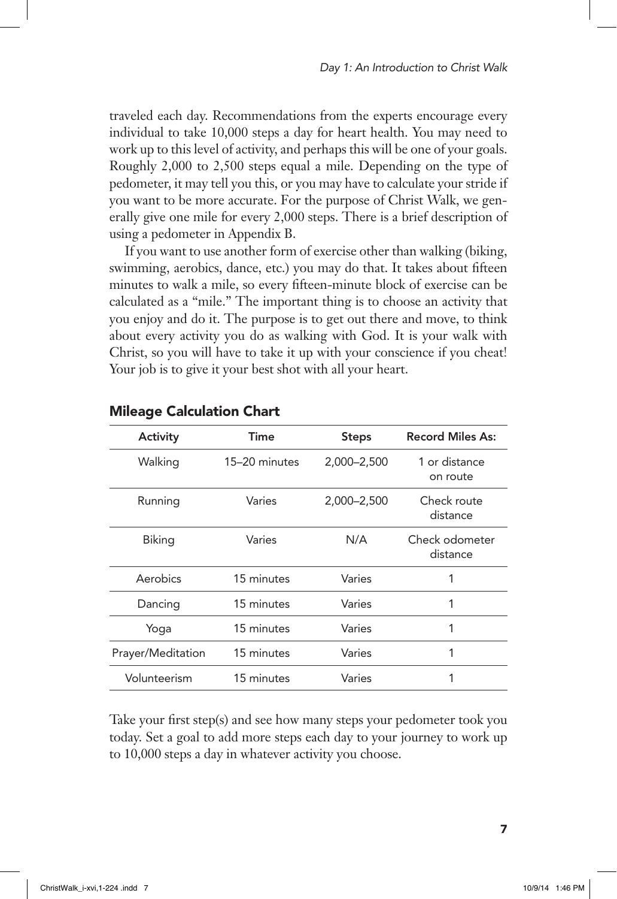traveled each day. Recommendations from the experts encourage every individual to take 10,000 steps a day for heart health. You may need to work up to this level of activity, and perhaps this will be one of your goals. Roughly 2,000 to 2,500 steps equal a mile. Depending on the type of pedometer, it may tell you this, or you may have to calculate your stride if you want to be more accurate. For the purpose of Christ Walk, we generally give one mile for every 2,000 steps. There is a brief description of using a pedometer in Appendix B.

If you want to use another form of exercise other than walking (biking, swimming, aerobics, dance, etc.) you may do that. It takes about fifteen minutes to walk a mile, so every fifteen-minute block of exercise can be calculated as a "mile." The important thing is to choose an activity that you enjoy and do it. The purpose is to get out there and move, to think about every activity you do as walking with God. It is your walk with Christ, so you will have to take it up with your conscience if you cheat! Your job is to give it your best shot with all your heart.

### Mileage Calculation Chart

| Activity | Time | Steps | Record Miles As: |
|---|---|---|---|
| Walking | 15–20 minutes | 2,000–2,500 | 1 or distance on route |
| Running | Varies | 2,000–2,500 | Check route distance |
| Biking | Varies | N/A | Check odometer distance |
| Aerobics | 15 minutes | Varies | 1 |
| Dancing | 15 minutes | Varies | 1 |
| Yoga | 15 minutes | Varies | 1 |
| Prayer/Meditation | 15 minutes | Varies | 1 |
| Volunteerism | 15 minutes | Varies | 1 |

Take your first step(s) and see how many steps your pedometer took you today. Set a goal to add more steps each day to your journey to work up to 10,000 steps a day in whatever activity you choose.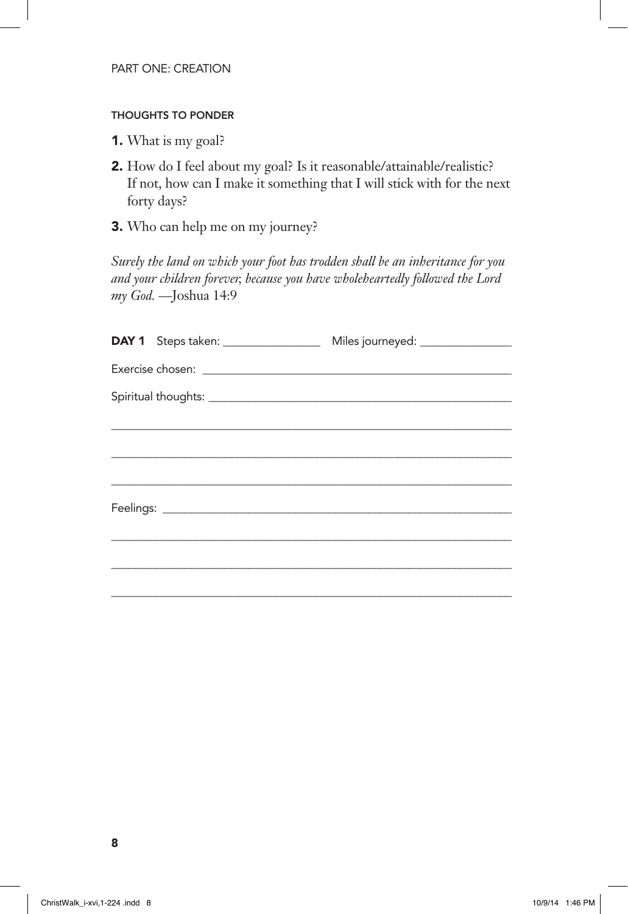### THOUGHTS TO PONDER

1. What is my goal?
2. How do I feel about my goal? Is it reasonable/attainable/realistic? If not, how can I make it something that I will stick with for the next forty days?
3. Who can help me on my journey?

*Surely the land on which your foot has trodden shall be an inheritance for you and your children forever, because you have wholeheartedly followed the Lord my God.* —Joshua 14:9

**DAY 1** Steps taken: _______________ Miles journeyed: _______________

Exercise chosen: _______________________________________________

Spiritual thoughts: ______________________________________________

_______________________________________________________________

_______________________________________________________________

_______________________________________________________________

Feelings: ______________________________________________________

_______________________________________________________________

_______________________________________________________________

_______________________________________________________________